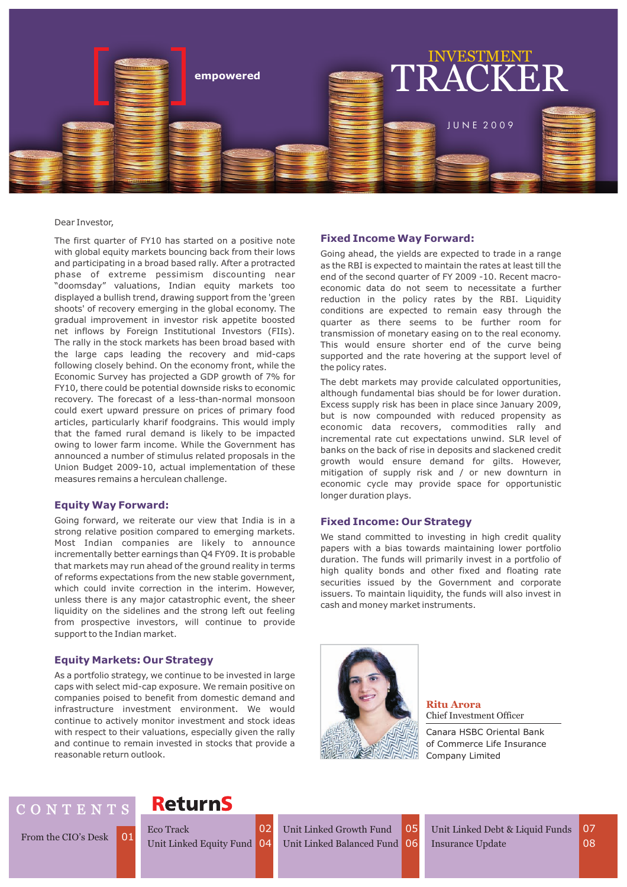empowered

# INVESTMENT TRACKER

JUNE 2009

Dear Investor,

The first quarter of FY10 has started on a positive note with global equity markets bouncing back from their lows and participating in a broad based rally. After a protracted phase of extreme pessimism discounting near "doomsday" valuations, Indian equity markets too displayed a bullish trend, drawing support from the 'green shoots' of recovery emerging in the global economy. The gradual improvement in investor risk appetite boosted net inflows by Foreign Institutional Investors (FIIs). The rally in the stock markets has been broad based with the large caps leading the recovery and mid-caps following closely behind. On the economy front, while the Economic Survey has projected a GDP growth of 7% for FY10, there could be potential downside risks to economic recovery. The forecast of a less-than-normal monsoon could exert upward pressure on prices of primary food articles, particularly kharif foodgrains. This would imply that the famed rural demand is likely to be impacted owing to lower farm income. While the Government has announced a number of stimulus related proposals in the Union Budget 2009-10, actual implementation of these measures remains a herculean challenge.

## Equity Way Forward:

Going forward, we reiterate our view that India is in a strong relative position compared to emerging markets. Most Indian companies are likely to announce incrementally better earnings than Q4 FY09. It is probable that markets may run ahead of the ground reality in terms of reforms expectations from the new stable government, which could invite correction in the interim. However, unless there is any major catastrophic event, the sheer liquidity on the sidelines and the strong left out feeling from prospective investors, will continue to provide support to the Indian market.

## Equity Markets: Our Strategy

As a portfolio strategy, we continue to be invested in large caps with select mid-cap exposure. We remain positive on companies poised to benefit from domestic demand and infrastructure investment environment. We would continue to actively monitor investment and stock ideas with respect to their valuations, especially given the rally and continue to remain invested in stocks that provide a reasonable return outlook.

## Fixed Income Way Forward:

Going ahead, the yields are expected to trade in a range as the RBI is expected to maintain the rates at least till the end of the second quarter of FY 2009 -10. Recent macro-economic data do not seem to necessitate a further reduction in the policy rates by the RBI. Liquidity conditions are expected to remain easy through the quarter as there seems to be further room for transmission of monetary easing on to the real economy. This would ensure shorter end of the curve being supported and the rate hovering at the support level of the policy rates.

The debt markets may provide calculated opportunities, although fundamental bias should be for lower duration. Excess supply risk has been in place since January 2009, but is now compounded with reduced propensity as economic data recovers, commodities rally and incremental rate cut expectations unwind. SLR level of banks on the back of rise in deposits and slackened credit growth would ensure demand for gilts. However, mitigation of supply risk and / or new downturn in economic cycle may provide space for opportunistic longer duration plays.

## Fixed Income: Our Strategy

We stand committed to investing in high credit quality papers with a bias towards maintaining lower portfolio duration. The funds will primarily invest in a portfolio of high quality bonds and other fixed and floating rate securities issued by the Government and corporate issuers. To maintain liquidity, the funds will also invest in cash and money market instruments.

**Ritu Arora**
Chief Investment Officer

Canara HSBC Oriental Bank of Commerce Life Insurance Company Limited

## CONTENTS

| | |
|---|---|
| From the CIO's Desk | 01 |
| Eco Track | 02 |
| Unit Linked Equity Fund | 04 |
| Unit Linked Growth Fund | 05 |
| Unit Linked Balanced Fund | 06 |
| Unit Linked Debt & Liquid Funds | 07 |
| Insurance Update | 08 |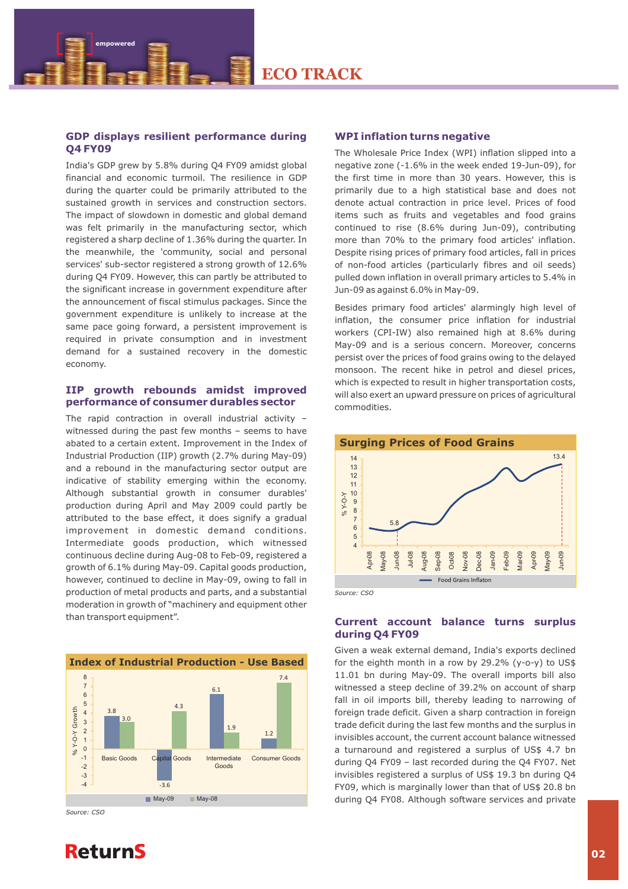# ECO TRACK

## GDP displays resilient performance during Q4 FY09

India's GDP grew by 5.8% during Q4 FY09 amidst global financial and economic turmoil. The resilience in GDP during the quarter could be primarily attributed to the sustained growth in services and construction sectors. The impact of slowdown in domestic and global demand was felt primarily in the manufacturing sector, which registered a sharp decline of 1.36% during the quarter. In the meanwhile, the 'community, social and personal services' sub-sector registered a strong growth of 12.6% during Q4 FY09. However, this can partly be attributed to the significant increase in government expenditure after the announcement of fiscal stimulus packages. Since the government expenditure is unlikely to increase at the same pace going forward, a persistent improvement is required in private consumption and in investment demand for a sustained recovery in the domestic economy.

## IIP growth rebounds amidst improved performance of consumer durables sector

The rapid contraction in overall industrial activity – witnessed during the past few months – seems to have abated to a certain extent. Improvement in the Index of Industrial Production (IIP) growth (2.7% during May-09) and a rebound in the manufacturing sector output are indicative of stability emerging within the economy. Although substantial growth in consumer durables' production during April and May 2009 could partly be attributed to the base effect, it does signify a gradual improvement in domestic demand conditions. Intermediate goods production, which witnessed continuous decline during Aug-08 to Feb-09, registered a growth of 6.1% during May-09. Capital goods production, however, continued to decline in May-09, owing to fall in production of metal products and parts, and a substantial moderation in growth of "machinery and equipment other than transport equipment".

**Index of Industrial Production - Use Based**

| % Y-O-Y Growth | May-09 | May-08 |
|---|---|---|
| Basic Goods | 3.8 | 3.0 |
| Capital Goods | -3.6 | 4.3 |
| Intermediate Goods | 6.1 | 1.9 |
| Consumer Goods | 1.2 | 7.4 |

*Source: CSO*

## WPI inflation turns negative

The Wholesale Price Index (WPI) inflation slipped into a negative zone (-1.6% in the week ended 19-Jun-09), for the first time in more than 30 years. However, this is primarily due to a high statistical base and does not denote actual contraction in price level. Prices of food items such as fruits and vegetables and food grains continued to rise (8.6% during Jun-09), contributing more than 70% to the primary food articles' inflation. Despite rising prices of primary food articles, fall in prices of non-food articles (particularly fibres and oil seeds) pulled down inflation in overall primary articles to 5.4% in Jun-09 as against 6.0% in May-09.

Besides primary food articles' alarmingly high level of inflation, the consumer price inflation for industrial workers (CPI-IW) also remained high at 8.6% during May-09 and is a serious concern. Moreover, concerns persist over the prices of food grains owing to the delayed monsoon. The recent hike in petrol and diesel prices, which is expected to result in higher transportation costs, will also exert an upward pressure on prices of agricultural commodities.

**Surging Prices of Food Grains**

(Line chart: Food Grains Inflaton, % Y-O-Y, Apr-08 to Jun-09; 5.8 at Jun-08, 13.4 at Jun-09)

*Source: CSO*

## Current account balance turns surplus during Q4 FY09

Given a weak external demand, India's exports declined for the eighth month in a row by 29.2% (y-o-y) to US$ 11.01 bn during May-09. The overall imports bill also witnessed a steep decline of 39.2% on account of sharp fall in oil imports bill, thereby leading to narrowing of foreign trade deficit. Given a sharp contraction in foreign trade deficit during the last few months and the surplus in invisibles account, the current account balance witnessed a turnaround and registered a surplus of US$ 4.7 bn during Q4 FY09 – last recorded during the Q4 FY07. Net invisibles registered a surplus of US$ 19.3 bn during Q4 FY09, which is marginally lower than that of US$ 20.8 bn during Q4 FY08. Although software services and private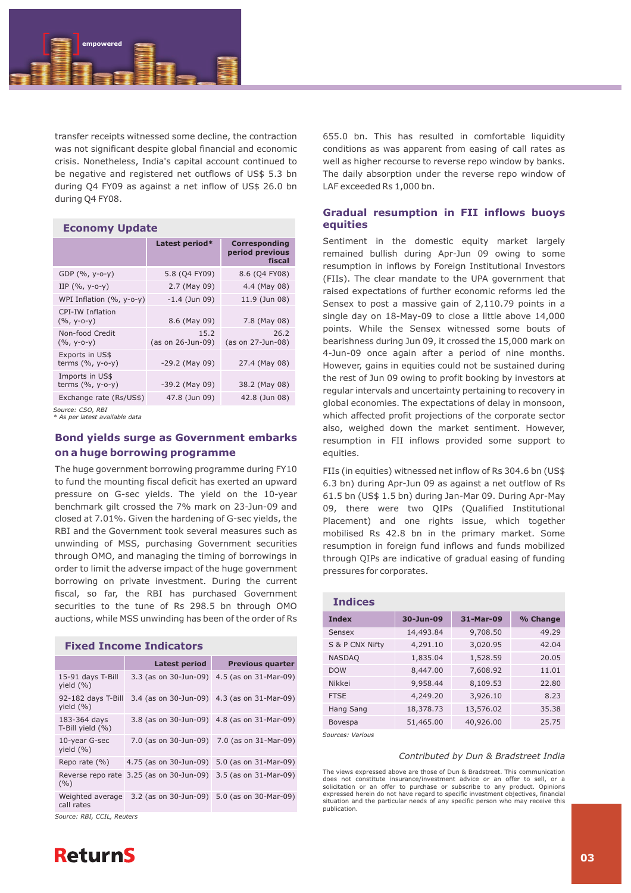transfer receipts witnessed some decline, the contraction was not significant despite global financial and economic crisis. Nonetheless, India's capital account continued to be negative and registered net outflows of US$ 5.3 bn during Q4 FY09 as against a net inflow of US$ 26.0 bn during Q4 FY08.

## Economy Update

| | Latest period* | Corresponding period previous fiscal |
|---|---|---|
| GDP (%, y-o-y) | 5.8 (Q4 FY09) | 8.6 (Q4 FY08) |
| IIP (%, y-o-y) | 2.7 (May 09) | 4.4 (May 08) |
| WPI Inflation (%, y-o-y) | -1.4 (Jun 09) | 11.9 (Jun 08) |
| CPI-IW Inflation (%, y-o-y) | 8.6 (May 09) | 7.8 (May 08) |
| Non-food Credit (%, y-o-y) | 15.2 (as on 26-Jun-09) | 26.2 (as on 27-Jun-08) |
| Exports in US$ terms (%, y-o-y) | -29.2 (May 09) | 27.4 (May 08) |
| Imports in US$ terms (%, y-o-y) | -39.2 (May 09) | 38.2 (May 08) |
| Exchange rate (Rs/US$) | 47.8 (Jun 09) | 42.8 (Jun 08) |

*Source: CSO, RBI*
*\* As per latest available data*

## Bond yields surge as Government embarks on a huge borrowing programme

The huge government borrowing programme during FY10 to fund the mounting fiscal deficit has exerted an upward pressure on G-sec yields. The yield on the 10-year benchmark gilt crossed the 7% mark on 23-Jun-09 and closed at 7.01%. Given the hardening of G-sec yields, the RBI and the Government took several measures such as unwinding of MSS, purchasing Government securities through OMO, and managing the timing of borrowings in order to limit the adverse impact of the huge government borrowing on private investment. During the current fiscal, so far, the RBI has purchased Government securities to the tune of Rs 298.5 bn through OMO auctions, while MSS unwinding has been of the order of Rs 655.0 bn. This has resulted in comfortable liquidity conditions as was apparent from easing of call rates as well as higher recourse to reverse repo window by banks. The daily absorption under the reverse repo window of LAF exceeded Rs 1,000 bn.

## Fixed Income Indicators

| | Latest period | Previous quarter |
|---|---|---|
| 15-91 days T-Bill yield (%) | 3.3 (as on 30-Jun-09) | 4.5 (as on 31-Mar-09) |
| 92-182 days T-Bill yield (%) | 3.4 (as on 30-Jun-09) | 4.3 (as on 31-Mar-09) |
| 183-364 days T-Bill yield (%) | 3.8 (as on 30-Jun-09) | 4.8 (as on 31-Mar-09) |
| 10-year G-sec yield (%) | 7.0 (as on 30-Jun-09) | 7.0 (as on 31-Mar-09) |
| Repo rate (%) | 4.75 (as on 30-Jun-09) | 5.0 (as on 31-Mar-09) |
| Reverse repo rate (%) | 3.25 (as on 30-Jun-09) | 3.5 (as on 31-Mar-09) |
| Weighted average call rates | 3.2 (as on 30-Jun-09) | 5.0 (as on 30-Mar-09) |

*Source: RBI, CCIL, Reuters*

## Gradual resumption in FII inflows buoys equities

Sentiment in the domestic equity market largely remained bullish during Apr-Jun 09 owing to some resumption in inflows by Foreign Institutional Investors (FIIs). The clear mandate to the UPA government that raised expectations of further economic reforms led the Sensex to post a massive gain of 2,110.79 points in a single day on 18-May-09 to close a little above 14,000 points. While the Sensex witnessed some bouts of bearishness during Jun 09, it crossed the 15,000 mark on 4-Jun-09 once again after a period of nine months. However, gains in equities could not be sustained during the rest of Jun 09 owing to profit booking by investors at regular intervals and uncertainty pertaining to recovery in global economies. The expectations of delay in monsoon, which affected profit projections of the corporate sector also, weighed down the market sentiment. However, resumption in FII inflows provided some support to equities.

FIIs (in equities) witnessed net inflow of Rs 304.6 bn (US$ 6.3 bn) during Apr-Jun 09 as against a net outflow of Rs 61.5 bn (US$ 1.5 bn) during Jan-Mar 09. During Apr-May 09, there were two QIPs (Qualified Institutional Placement) and one rights issue, which together mobilised Rs 42.8 bn in the primary market. Some resumption in foreign fund inflows and funds mobilized through QIPs are indicative of gradual easing of funding pressures for corporates.

## Indices

| Index | 30-Jun-09 | 31-Mar-09 | % Change |
|---|---|---|---|
| Sensex | 14,493.84 | 9,708.50 | 49.29 |
| S & P CNX Nifty | 4,291.10 | 3,020.95 | 42.04 |
| NASDAQ | 1,835.04 | 1,528.59 | 20.05 |
| DOW | 8,447.00 | 7,608.92 | 11.01 |
| Nikkei | 9,958.44 | 8,109.53 | 22.80 |
| FTSE | 4,249.20 | 3,926.10 | 8.23 |
| Hang Sang | 18,378.73 | 13,576.02 | 35.38 |
| Bovespa | 51,465.00 | 40,926.00 | 25.75 |

*Sources: Various*

*Contributed by Dun & Bradstreet India*

The views expressed above are those of Dun & Bradstreet. This communication does not constitute insurance/investment advice or an offer to sell, or a solicitation or an offer to purchase or subscribe to any product. Opinions expressed herein do not have regard to specific investment objectives, financial situation and the particular needs of any specific person who may receive this publication.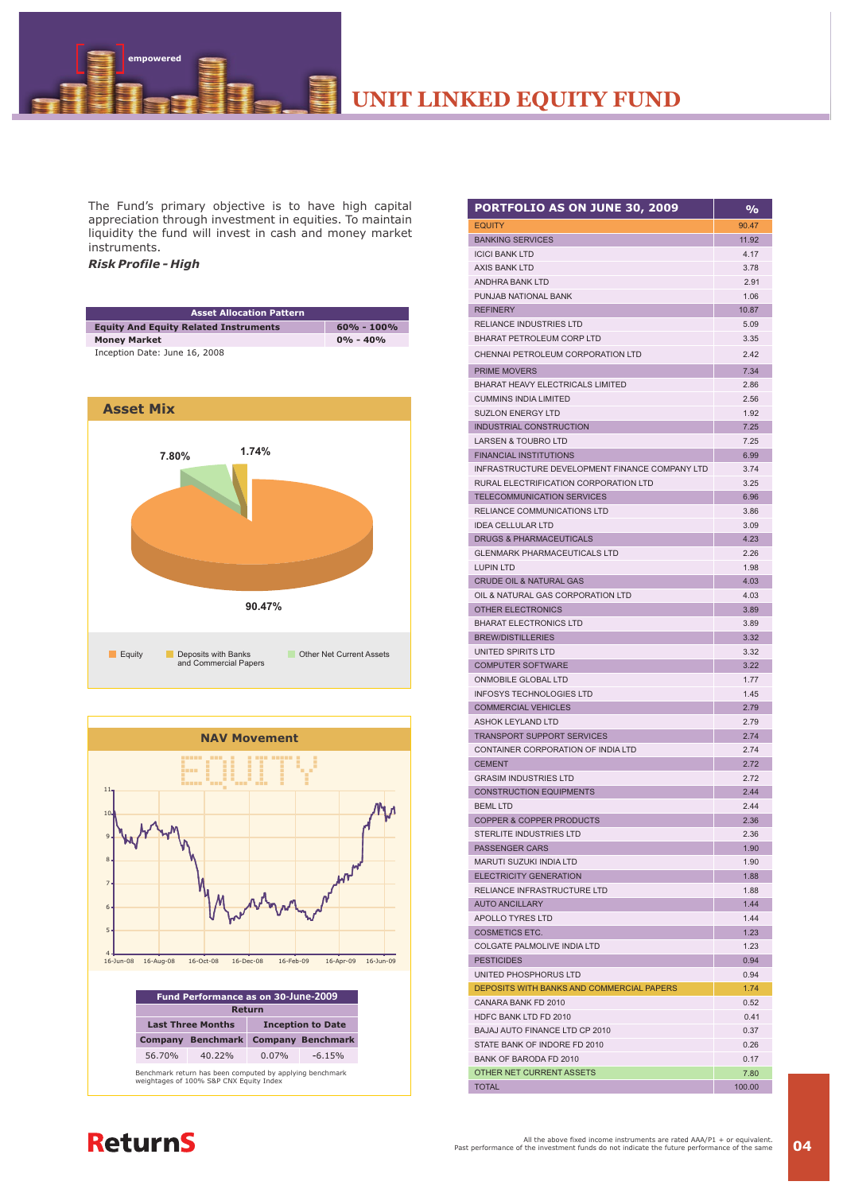# UNIT LINKED EQUITY FUND

The Fund's primary objective is to have high capital appreciation through investment in equities. To maintain liquidity the fund will invest in cash and money market instruments.

***Risk Profile - High***

| Asset Allocation Pattern | |
|---|---|
| Equity And Equity Related Instruments | 60% - 100% |
| Money Market | 0% - 40% |

Inception Date: June 16, 2008

## Asset Mix

- Equity: 90.47%
- Deposits with Banks and Commercial Papers: 1.74%
- Other Net Current Assets: 7.80%

## NAV Movement

| Fund Performance as on 30-June-2009 | | | |
|---|---|---|---|
| Return | | | |
| Last Three Months | | Inception to Date | |
| Company | Benchmark | Company | Benchmark |
| 56.70% | 40.22% | 0.07% | -6.15% |

Benchmark return has been computed by applying benchmark weightages of 100% S&P CNX Equity Index

| PORTFOLIO AS ON JUNE 30, 2009 | % |
|---|---|
| EQUITY | 90.47 |
| BANKING SERVICES | 11.92 |
| ICICI BANK LTD | 4.17 |
| AXIS BANK LTD | 3.78 |
| ANDHRA BANK LTD | 2.91 |
| PUNJAB NATIONAL BANK | 1.06 |
| REFINERY | 10.87 |
| RELIANCE INDUSTRIES LTD | 5.09 |
| BHARAT PETROLEUM CORP LTD | 3.35 |
| CHENNAI PETROLEUM CORPORATION LTD | 2.42 |
| PRIME MOVERS | 7.34 |
| BHARAT HEAVY ELECTRICALS LIMITED | 2.86 |
| CUMMINS INDIA LIMITED | 2.56 |
| SUZLON ENERGY LTD | 1.92 |
| INDUSTRIAL CONSTRUCTION | 7.25 |
| LARSEN & TOUBRO LTD | 7.25 |
| FINANCIAL INSTITUTIONS | 6.99 |
| INFRASTRUCTURE DEVELOPMENT FINANCE COMPANY LTD | 3.74 |
| RURAL ELECTRIFICATION CORPORATION LTD | 3.25 |
| TELECOMMUNICATION SERVICES | 6.96 |
| RELIANCE COMMUNICATIONS LTD | 3.86 |
| IDEA CELLULAR LTD | 3.09 |
| DRUGS & PHARMACEUTICALS | 4.23 |
| GLENMARK PHARMACEUTICALS LTD | 2.26 |
| LUPIN LTD | 1.98 |
| CRUDE OIL & NATURAL GAS | 4.03 |
| OIL & NATURAL GAS CORPORATION LTD | 4.03 |
| OTHER ELECTRONICS | 3.89 |
| BHARAT ELECTRONICS LTD | 3.89 |
| BREW/DISTILLERIES | 3.32 |
| UNITED SPIRITS LTD | 3.32 |
| COMPUTER SOFTWARE | 3.22 |
| ONMOBILE GLOBAL LTD | 1.77 |
| INFOSYS TECHNOLOGIES LTD | 1.45 |
| COMMERCIAL VEHICLES | 2.79 |
| ASHOK LEYLAND LTD | 2.79 |
| TRANSPORT SUPPORT SERVICES | 2.74 |
| CONTAINER CORPORATION OF INDIA LTD | 2.74 |
| CEMENT | 2.72 |
| GRASIM INDUSTRIES LTD | 2.72 |
| CONSTRUCTION EQUIPMENTS | 2.44 |
| BEML LTD | 2.44 |
| COPPER & COPPER PRODUCTS | 2.36 |
| STERLITE INDUSTRIES LTD | 2.36 |
| PASSENGER CARS | 1.90 |
| MARUTI SUZUKI INDIA LTD | 1.90 |
| ELECTRICITY GENERATION | 1.88 |
| RELIANCE INFRASTRUCTURE LTD | 1.88 |
| AUTO ANCILLARY | 1.44 |
| APOLLO TYRES LTD | 1.44 |
| COSMETICS ETC. | 1.23 |
| COLGATE PALMOLIVE INDIA LTD | 1.23 |
| PESTICIDES | 0.94 |
| UNITED PHOSPHORUS LTD | 0.94 |
| DEPOSITS WITH BANKS AND COMMERCIAL PAPERS | 1.74 |
| CANARA BANK FD 2010 | 0.52 |
| HDFC BANK LTD FD 2010 | 0.41 |
| BAJAJ AUTO FINANCE LTD CP 2010 | 0.37 |
| STATE BANK OF INDORE FD 2010 | 0.26 |
| BANK OF BARODA FD 2010 | 0.17 |
| OTHER NET CURRENT ASSETS | 7.80 |
| TOTAL | 100.00 |

All the above fixed income instruments are rated AAA/P1 + or equivalent.
Past performance of the investment funds do not indicate the future performance of the same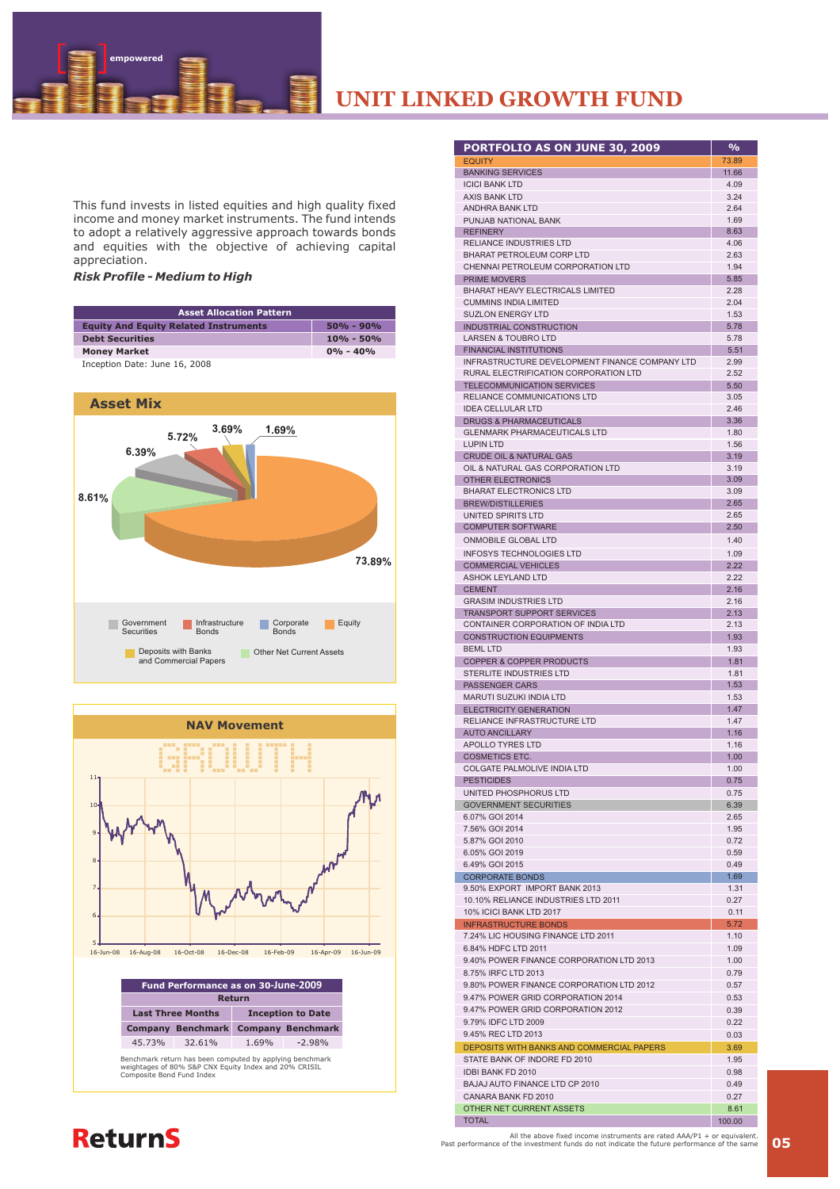# UNIT LINKED GROWTH FUND

This fund invests in listed equities and high quality fixed income and money market instruments. The fund intends to adopt a relatively aggressive approach towards bonds and equities with the objective of achieving capital appreciation.

***Risk Profile - Medium to High***

| Asset Allocation Pattern | |
|---|---|
| **Equity And Equity Related Instruments** | **50% - 90%** |
| **Debt Securities** | **10% - 50%** |
| **Money Market** | **0% - 40%** |

Inception Date: June 16, 2008

## Asset Mix

| Component | % |
|---|---|
| Equity | 73.89% |
| Other Net Current Assets | 8.61% |
| Government Securities | 6.39% |
| Infrastructure Bonds | 5.72% |
| Deposits with Banks and Commercial Papers | 3.69% |
| Corporate Bonds | 1.69% |

## NAV Movement

| Fund Performance as on 30-June-2009 | | | |
|---|---|---|---|
| Return | | | |
| Last Three Months | | Inception to Date | |
| Company | Benchmark | Company | Benchmark |
| 45.73% | 32.61% | 1.69% | -2.98% |

Benchmark return has been computed by applying benchmark weightages of 80% S&P CNX Equity Index and 20% CRISIL Composite Bond Fund Index

| PORTFOLIO AS ON JUNE 30, 2009 | % |
|---|---|
| EQUITY | 73.89 |
| BANKING SERVICES | 11.66 |
| ICICI BANK LTD | 4.09 |
| AXIS BANK LTD | 3.24 |
| ANDHRA BANK LTD | 2.64 |
| PUNJAB NATIONAL BANK | 1.69 |
| REFINERY | 8.63 |
| RELIANCE INDUSTRIES LTD | 4.06 |
| BHARAT PETROLEUM CORP LTD | 2.63 |
| CHENNAI PETROLEUM CORPORATION LTD | 1.94 |
| PRIME MOVERS | 5.85 |
| BHARAT HEAVY ELECTRICALS LIMITED | 2.28 |
| CUMMINS INDIA LIMITED | 2.04 |
| SUZLON ENERGY LTD | 1.53 |
| INDUSTRIAL CONSTRUCTION | 5.78 |
| LARSEN & TOUBRO LTD | 5.78 |
| FINANCIAL INSTITUTIONS | 5.51 |
| INFRASTRUCTURE DEVELOPMENT FINANCE COMPANY LTD | 2.99 |
| RURAL ELECTRIFICATION CORPORATION LTD | 2.52 |
| TELECOMMUNICATION SERVICES | 5.50 |
| RELIANCE COMMUNICATIONS LTD | 3.05 |
| IDEA CELLULAR LTD | 2.46 |
| DRUGS & PHARMACEUTICALS | 3.36 |
| GLENMARK PHARMACEUTICALS LTD | 1.80 |
| LUPIN LTD | 1.56 |
| CRUDE OIL & NATURAL GAS | 3.19 |
| OIL & NATURAL GAS CORPORATION LTD | 3.19 |
| OTHER ELECTRONICS | 3.09 |
| BHARAT ELECTRONICS LTD | 3.09 |
| BREW/DISTILLERIES | 2.65 |
| UNITED SPIRITS LTD | 2.65 |
| COMPUTER SOFTWARE | 2.50 |
| ONMOBILE GLOBAL LTD | 1.40 |
| INFOSYS TECHNOLOGIES LTD | 1.09 |
| COMMERCIAL VEHICLES | 2.22 |
| ASHOK LEYLAND LTD | 2.22 |
| CEMENT | 2.16 |
| GRASIM INDUSTRIES LTD | 2.16 |
| TRANSPORT SUPPORT SERVICES | 2.13 |
| CONTAINER CORPORATION OF INDIA LTD | 2.13 |
| CONSTRUCTION EQUIPMENTS | 1.93 |
| BEML LTD | 1.93 |
| COPPER & COPPER PRODUCTS | 1.81 |
| STERLITE INDUSTRIES LTD | 1.81 |
| PASSENGER CARS | 1.53 |
| MARUTI SUZUKI INDIA LTD | 1.53 |
| ELECTRICITY GENERATION | 1.47 |
| RELIANCE INFRASTRUCTURE LTD | 1.47 |
| AUTO ANCILLARY | 1.16 |
| APOLLO TYRES LTD | 1.16 |
| COSMETICS ETC. | 1.00 |
| COLGATE PALMOLIVE INDIA LTD | 1.00 |
| PESTICIDES | 0.75 |
| UNITED PHOSPHORUS LTD | 0.75 |
| GOVERNMENT SECURITIES | 6.39 |
| 6.07% GOI 2014 | 2.65 |
| 7.56% GOI 2014 | 1.95 |
| 5.87% GOI 2010 | 0.72 |
| 6.05% GOI 2019 | 0.59 |
| 6.49% GOI 2015 | 0.49 |
| CORPORATE BONDS | 1.69 |
| 9.50% EXPORT IMPORT BANK 2013 | 1.31 |
| 10.10% RELIANCE INDUSTRIES LTD 2011 | 0.27 |
| 10% ICICI BANK LTD 2017 | 0.11 |
| INFRASTRUCTURE BONDS | 5.72 |
| 7.24% LIC HOUSING FINANCE LTD 2011 | 1.10 |
| 6.84% HDFC LTD 2011 | 1.09 |
| 9.40% POWER FINANCE CORPORATION LTD 2013 | 1.00 |
| 8.75% IRFC LTD 2013 | 0.79 |
| 9.80% POWER FINANCE CORPORATION LTD 2012 | 0.57 |
| 9.47% POWER GRID CORPORATION 2014 | 0.53 |
| 9.47% POWER GRID CORPORATION 2012 | 0.39 |
| 9.79% IDFC LTD 2009 | 0.22 |
| 9.45% REC LTD 2013 | 0.03 |
| DEPOSITS WITH BANKS AND COMMERCIAL PAPERS | 3.69 |
| STATE BANK OF INDORE FD 2010 | 1.95 |
| IDBI BANK FD 2010 | 0.98 |
| BAJAJ AUTO FINANCE LTD CP 2010 | 0.49 |
| CANARA BANK FD 2010 | 0.27 |
| OTHER NET CURRENT ASSETS | 8.61 |
| TOTAL | 100.00 |

All the above fixed income instruments are rated AAA/P1 + or equivalent.
Past performance of the investment funds do not indicate the future performance of the same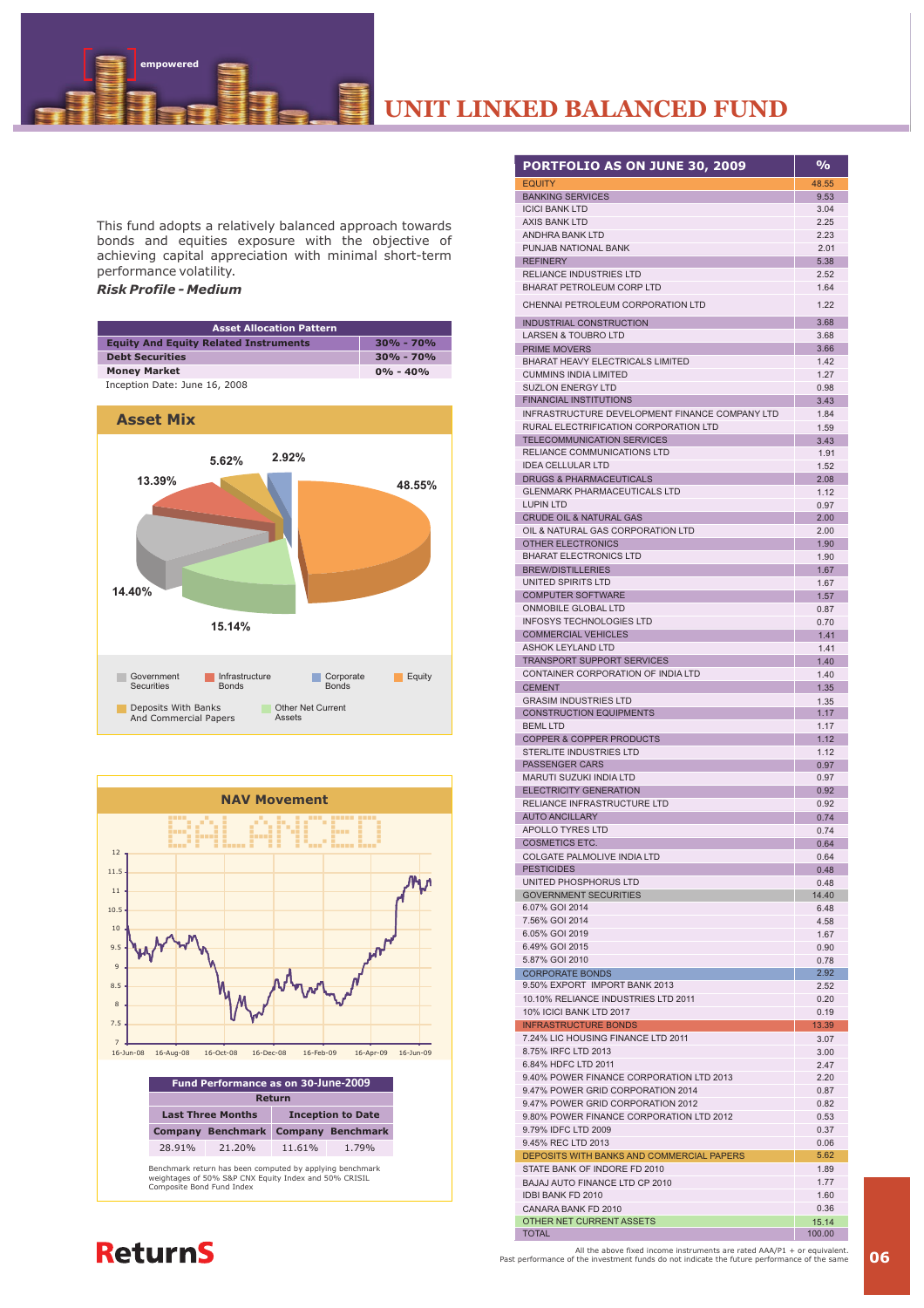# UNIT LINKED BALANCED FUND

This fund adopts a relatively balanced approach towards bonds and equities exposure with the objective of achieving capital appreciation with minimal short-term performance volatility.

***Risk Profile - Medium***

| Asset Allocation Pattern | |
|---|---|
| Equity And Equity Related Instruments | 30% - 70% |
| Debt Securities | 30% - 70% |
| Money Market | 0% - 40% |

Inception Date: June 16, 2008

## Asset Mix

| Asset | % |
|---|---|
| Equity | 48.55% |
| Other Net Current Assets | 15.14% |
| Government Securities | 14.40% |
| Infrastructure Bonds | 13.39% |
| Deposits With Banks And Commercial Papers | 5.62% |
| Corporate Bonds | 2.92% |

## NAV Movement

BALANCED

| Fund Performance as on 30-June-2009 | | | |
|---|---|---|---|
| Return | | | |
| Last Three Months | | Inception to Date | |
| Company | Benchmark | Company | Benchmark |
| 28.91% | 21.20% | 11.61% | 1.79% |

Benchmark return has been computed by applying benchmark weightages of 50% S&P CNX Equity Index and 50% CRISIL Composite Bond Fund Index

| PORTFOLIO AS ON JUNE 30, 2009 | % |
|---|---|
| EQUITY | 48.55 |
| BANKING SERVICES | 9.53 |
| ICICI BANK LTD | 3.04 |
| AXIS BANK LTD | 2.25 |
| ANDHRA BANK LTD | 2.23 |
| PUNJAB NATIONAL BANK | 2.01 |
| REFINERY | 5.38 |
| RELIANCE INDUSTRIES LTD | 2.52 |
| BHARAT PETROLEUM CORP LTD | 1.64 |
| CHENNAI PETROLEUM CORPORATION LTD | 1.22 |
| INDUSTRIAL CONSTRUCTION | 3.68 |
| LARSEN & TOUBRO LTD | 3.68 |
| PRIME MOVERS | 3.66 |
| BHARAT HEAVY ELECTRICALS LIMITED | 1.42 |
| CUMMINS INDIA LIMITED | 1.27 |
| SUZLON ENERGY LTD | 0.98 |
| FINANCIAL INSTITUTIONS | 3.43 |
| INFRASTRUCTURE DEVELOPMENT FINANCE COMPANY LTD | 1.84 |
| RURAL ELECTRIFICATION CORPORATION LTD | 1.59 |
| TELECOMMUNICATION SERVICES | 3.43 |
| RELIANCE COMMUNICATIONS LTD | 1.91 |
| IDEA CELLULAR LTD | 1.52 |
| DRUGS & PHARMACEUTICALS | 2.08 |
| GLENMARK PHARMACEUTICALS LTD | 1.12 |
| LUPIN LTD | 0.97 |
| CRUDE OIL & NATURAL GAS | 2.00 |
| OIL & NATURAL GAS CORPORATION LTD | 2.00 |
| OTHER ELECTRONICS | 1.90 |
| BHARAT ELECTRONICS LTD | 1.90 |
| BREW/DISTILLERIES | 1.67 |
| UNITED SPIRITS LTD | 1.67 |
| COMPUTER SOFTWARE | 1.57 |
| ONMOBILE GLOBAL LTD | 0.87 |
| INFOSYS TECHNOLOGIES LTD | 0.70 |
| COMMERCIAL VEHICLES | 1.41 |
| ASHOK LEYLAND LTD | 1.41 |
| TRANSPORT SUPPORT SERVICES | 1.40 |
| CONTAINER CORPORATION OF INDIA LTD | 1.40 |
| CEMENT | 1.35 |
| GRASIM INDUSTRIES LTD | 1.35 |
| CONSTRUCTION EQUIPMENTS | 1.17 |
| BEML LTD | 1.17 |
| COPPER & COPPER PRODUCTS | 1.12 |
| STERLITE INDUSTRIES LTD | 1.12 |
| PASSENGER CARS | 0.97 |
| MARUTI SUZUKI INDIA LTD | 0.97 |
| ELECTRICITY GENERATION | 0.92 |
| RELIANCE INFRASTRUCTURE LTD | 0.92 |
| AUTO ANCILLARY | 0.74 |
| APOLLO TYRES LTD | 0.74 |
| COSMETICS ETC. | 0.64 |
| COLGATE PALMOLIVE INDIA LTD | 0.64 |
| PESTICIDES | 0.48 |
| UNITED PHOSPHORUS LTD | 0.48 |
| GOVERNMENT SECURITIES | 14.40 |
| 6.07% GOI 2014 | 6.48 |
| 7.56% GOI 2014 | 4.58 |
| 6.05% GOI 2019 | 1.67 |
| 6.49% GOI 2015 | 0.90 |
| 5.87% GOI 2010 | 0.78 |
| CORPORATE BONDS | 2.92 |
| 9.50% EXPORT IMPORT BANK 2013 | 2.52 |
| 10.10% RELIANCE INDUSTRIES LTD 2011 | 0.20 |
| 10% ICICI BANK LTD 2017 | 0.19 |
| INFRASTRUCTURE BONDS | 13.39 |
| 7.24% LIC HOUSING FINANCE LTD 2011 | 3.07 |
| 8.75% IRFC LTD 2013 | 3.00 |
| 6.84% HDFC LTD 2011 | 2.47 |
| 9.40% POWER FINANCE CORPORATION LTD 2013 | 2.20 |
| 9.47% POWER GRID CORPORATION 2014 | 0.87 |
| 9.47% POWER GRID CORPORATION 2012 | 0.82 |
| 9.80% POWER FINANCE CORPORATION LTD 2012 | 0.53 |
| 9.79% IDFC LTD 2009 | 0.37 |
| 9.45% REC LTD 2013 | 0.06 |
| DEPOSITS WITH BANKS AND COMMERCIAL PAPERS | 5.62 |
| STATE BANK OF INDORE FD 2010 | 1.89 |
| BAJAJ AUTO FINANCE LTD CP 2010 | 1.77 |
| IDBI BANK FD 2010 | 1.60 |
| CANARA BANK FD 2010 | 0.36 |
| OTHER NET CURRENT ASSETS | 15.14 |
| TOTAL | 100.00 |

All the above fixed income instruments are rated AAA/P1 + or equivalent.
Past performance of the investment funds do not indicate the future performance of the same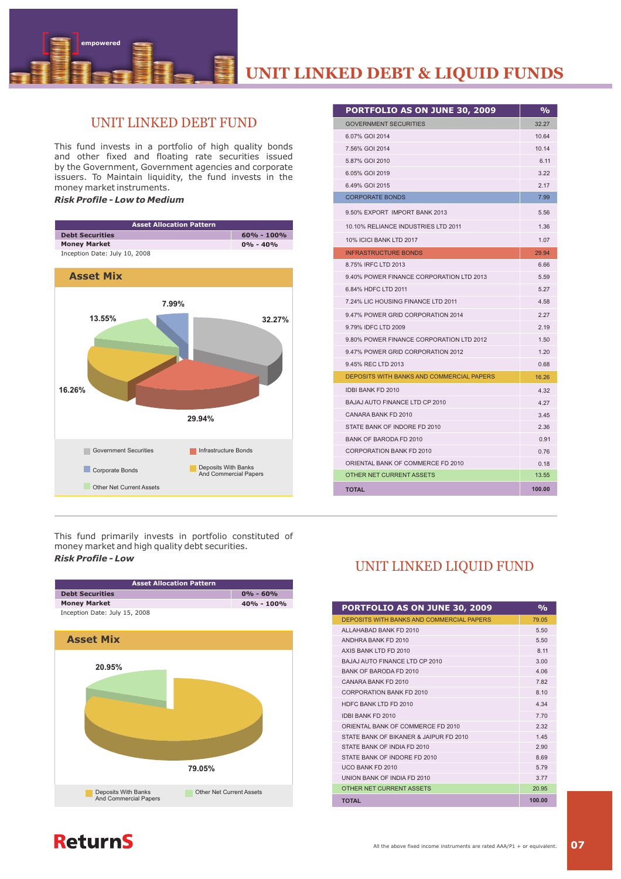# UNIT LINKED DEBT & LIQUID FUNDS

## UNIT LINKED DEBT FUND

This fund invests in a portfolio of high quality bonds and other fixed and floating rate securities issued by the Government, Government agencies and corporate issuers. To Maintain liquidity, the fund invests in the money market instruments.

***Risk Profile - Low to Medium***

| Asset Allocation Pattern | |
|---|---|
| **Debt Securities** | **60% - 100%** |
| **Money Market** | **0% - 40%** |

Inception Date: July 10, 2008

### Asset Mix

- Government Securities: 32.27%
- Infrastructure Bonds: 29.94%
- Corporate Bonds: 7.99%
- Deposits With Banks And Commercial Papers: 16.26%
- Other Net Current Assets: 13.55%

| PORTFOLIO AS ON JUNE 30, 2009 | % |
|---|---|
| GOVERNMENT SECURITIES | 32.27 |
| 6.07% GOI 2014 | 10.64 |
| 7.56% GOI 2014 | 10.14 |
| 5.87% GOI 2010 | 6.11 |
| 6.05% GOI 2019 | 3.22 |
| 6.49% GOI 2015 | 2.17 |
| CORPORATE BONDS | 7.99 |
| 9.50% EXPORT IMPORT BANK 2013 | 5.56 |
| 10.10% RELIANCE INDUSTRIES LTD 2011 | 1.36 |
| 10% ICICI BANK LTD 2017 | 1.07 |
| INFRASTRUCTURE BONDS | 29.94 |
| 8.75% IRFC LTD 2013 | 6.66 |
| 9.40% POWER FINANCE CORPORATION LTD 2013 | 5.59 |
| 6.84% HDFC LTD 2011 | 5.27 |
| 7.24% LIC HOUSING FINANCE LTD 2011 | 4.58 |
| 9.47% POWER GRID CORPORATION 2014 | 2.27 |
| 9.79% IDFC LTD 2009 | 2.19 |
| 9.80% POWER FINANCE CORPORATION LTD 2012 | 1.50 |
| 9.47% POWER GRID CORPORATION 2012 | 1.20 |
| 9.45% REC LTD 2013 | 0.68 |
| DEPOSITS WITH BANKS AND COMMERCIAL PAPERS | 16.26 |
| IDBI BANK FD 2010 | 4.32 |
| BAJAJ AUTO FINANCE LTD CP 2010 | 4.27 |
| CANARA BANK FD 2010 | 3.45 |
| STATE BANK OF INDORE FD 2010 | 2.36 |
| BANK OF BARODA FD 2010 | 0.91 |
| CORPORATION BANK FD 2010 | 0.76 |
| ORIENTAL BANK OF COMMERCE FD 2010 | 0.18 |
| OTHER NET CURRENT ASSETS | 13.55 |
| **TOTAL** | **100.00** |

## UNIT LINKED LIQUID FUND

This fund primarily invests in portfolio constituted of money market and high quality debt securities.

***Risk Profile - Low***

| Asset Allocation Pattern | |
|---|---|
| **Debt Securities** | **0% - 60%** |
| **Money Market** | **40% - 100%** |

Inception Date: July 15, 2008

### Asset Mix

- Deposits With Banks And Commercial Papers: 79.05%
- Other Net Current Assets: 20.95%

| PORTFOLIO AS ON JUNE 30, 2009 | % |
|---|---|
| DEPOSITS WITH BANKS AND COMMERCIAL PAPERS | 79.05 |
| ALLAHABAD BANK FD 2010 | 5.50 |
| ANDHRA BANK FD 2010 | 5.50 |
| AXIS BANK LTD FD 2010 | 8.11 |
| BAJAJ AUTO FINANCE LTD CP 2010 | 3.00 |
| BANK OF BARODA FD 2010 | 4.06 |
| CANARA BANK FD 2010 | 7.82 |
| CORPORATION BANK FD 2010 | 8.10 |
| HDFC BANK LTD FD 2010 | 4.34 |
| IDBI BANK FD 2010 | 7.70 |
| ORIENTAL BANK OF COMMERCE FD 2010 | 2.32 |
| STATE BANK OF BIKANER & JAIPUR FD 2010 | 1.45 |
| STATE BANK OF INDIA FD 2010 | 2.90 |
| STATE BANK OF INDORE FD 2010 | 8.69 |
| UCO BANK FD 2010 | 5.79 |
| UNION BANK OF INDIA FD 2010 | 3.77 |
| OTHER NET CURRENT ASSETS | 20.95 |
| **TOTAL** | **100.00** |

All the above fixed income instruments are rated AAA/P1 + or equivalent.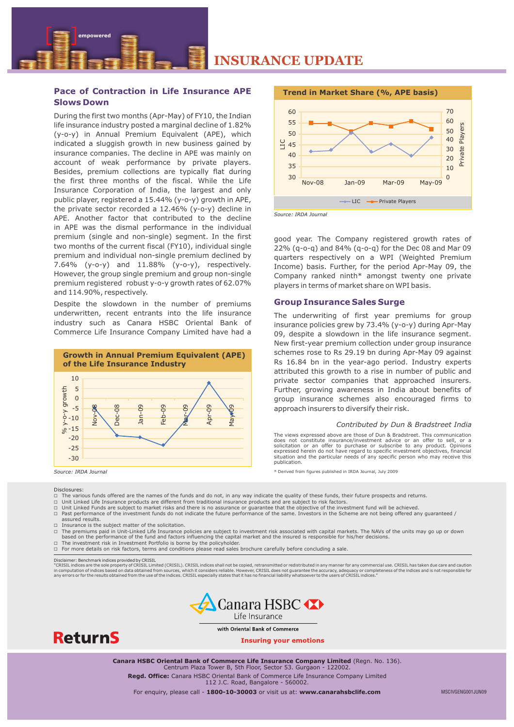# INSURANCE UPDATE

## Pace of Contraction in Life Insurance APE Slows Down

During the first two months (Apr-May) of FY10, the Indian life insurance industry posted a marginal decline of 1.82% (y-o-y) in Annual Premium Equivalent (APE), which indicated a sluggish growth in new business gained by insurance companies. The decline in APE was mainly on account of weak performance by private players. Besides, premium collections are typically flat during the first three months of the fiscal. While the Life Insurance Corporation of India, the largest and only public player, registered a 15.44% (y-o-y) growth in APE, the private sector recorded a 12.46% (y-o-y) decline in APE. Another factor that contributed to the decline in APE was the dismal performance in the individual premium (single and non-single) segment. In the first two months of the current fiscal (FY10), individual single premium and individual non-single premium declined by 7.64% (y-o-y) and 11.88% (y-o-y), respectively. However, the group single premium and group non-single premium registered robust y-o-y growth rates of 62.07% and 114.90%, respectively.

Despite the slowdown in the number of premiums underwritten, recent entrants into the life insurance industry such as Canara HSBC Oriental Bank of Commerce Life Insurance Company Limited have had a good year. The Company registered growth rates of 22% (q-o-q) and 84% (q-o-q) for the Dec 08 and Mar 09 quarters respectively on a WPI (Weighted Premium Income) basis. Further, for the period Apr-May 09, the Company ranked ninth* amongst twenty one private players in terms of market share on WPI basis.

**Growth in Annual Premium Equivalent (APE) of the Life Insurance Industry**

% y-o-y growth

10, 5, 0, -5, -10, -15, -20, -25, -30

Nov-08, Dec-08, Jan-09, Feb-09, Mar-09, Apr-09, May-09

*Source: IRDA Journal*

**Trend in Market Share (%, APE basis)**

LIC: 30, 35, 40, 45, 50, 55, 60

Private Players: 0, 10, 20, 30, 40, 50, 60, 70

Nov-08, Jan-09, Mar-09, May-09

LIC — Private Players

*Source: IRDA Journal*

## Group Insurance Sales Surge

The underwriting of first year premiums for group insurance policies grew by 73.4% (y-o-y) during Apr-May 09, despite a slowdown in the life insurance segment. New first-year premium collection under group insurance schemes rose to Rs 29.19 bn during Apr-May 09 against Rs 16.84 bn in the year-ago period. Industry experts attributed this growth to a rise in number of public and private sector companies that approached insurers. Further, growing awareness in India about benefits of group insurance schemes also encouraged firms to approach insurers to diversify their risk.

*Contributed by Dun & Bradstreet India*

The views expressed above are those of Dun & Bradstreet. This communication does not constitute insurance/investment advice or an offer to sell, or a solicitation or an offer to purchase or subscribe to any product. Opinions expressed herein do not have regard to specific investment objectives, financial situation and the particular needs of any specific person who may receive this publication.

* Derived from figures published in IRDA Journal, July 2009

Disclosures:

- The various funds offered are the names of the funds and do not, in any way indicate the quality of these funds, their future prospects and returns.
- Unit Linked Life Insurance products are different from traditional insurance products and are subject to risk factors.
- Unit Linked Funds are subject to market risks and there is no assurance or guarantee that the objective of the investment fund will be achieved.
- Past performance of the investment funds do not indicate the future performance of the same. Investors in the Scheme are not being offered any guaranteed / assured results.
- Insurance is the subject matter of the solicitation.
- The premiums paid in Unit-Linked Life Insurance policies are subject to investment risk associated with capital markets. The NAVs of the units may go up or down based on the performance of the fund and factors influencing the capital market and the insured is responsible for his/her decisions.
- The investment risk in Investment Portfolio is borne by the policyholder.
- For more details on risk factors, terms and conditions please read sales brochure carefully before concluding a sale.

Disclaimer: Benchmark indices provided by CRISIL

"CRISIL indices are the sole property of CRISIL Limited (CRISIL). CRISIL indices shall not be copied, retransmitted or redistributed in any manner for any commercial use. CRISIL has taken due care and caution in computation of indices based on data obtained from sources, which it considers reliable. However, CRISIL does not guarantee the accuracy, adequacy or completeness of the indices and is not responsible for any errors or for the results obtained from the use of the indices. CRISIL especially states that it has no financial liability whatsoever to the users of CRISIL indices."

Canara HSBC Life Insurance

with Oriental Bank of Commerce

**ReturnS**

**Insuring your emotions**

**Canara HSBC Oriental Bank of Commerce Life Insurance Company Limited** (Regn. No. 136).
Centrum Plaza Tower B, 5th Floor, Sector 53. Gurgaon - 122002.

**Regd. Office:** Canara HSBC Oriental Bank of Commerce Life Insurance Company Limited
112 J.C. Road, Bangalore - 560002.

For enquiry, please call - **1800-10-30003** or visit us at: **www.canarahsbclife.com**

MSCIVGENG001JUN09